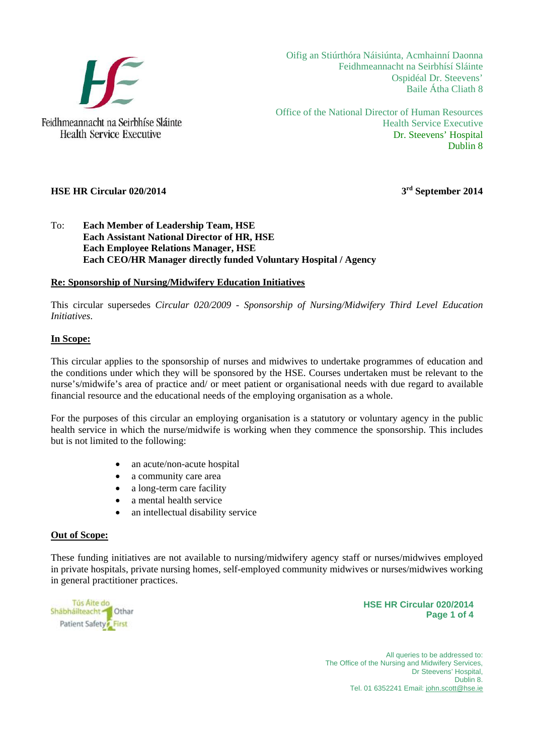Feidhmeannacht na Seirbhíse Sláinte
Health Service Executive

Oifig an Stiúrthóra Náisiúnta, Acmhainní Daonna
Feidhmeannacht na Seirbhísí Sláinte
Ospidéal Dr. Steevens'
Baile Átha Cliath 8

Office of the National Director of Human Resources
Health Service Executive
Dr. Steevens' Hospital
Dublin 8

**HSE HR Circular 020/2014** **3rd September 2014**

To: **Each Member of Leadership Team, HSE**
**Each Assistant National Director of HR, HSE**
**Each Employee Relations Manager, HSE**
**Each CEO/HR Manager directly funded Voluntary Hospital / Agency**

**Re: Sponsorship of Nursing/Midwifery Education Initiatives**

This circular supersedes *Circular 020/2009 - Sponsorship of Nursing/Midwifery Third Level Education Initiatives*.

**In Scope:**

This circular applies to the sponsorship of nurses and midwives to undertake programmes of education and the conditions under which they will be sponsored by the HSE. Courses undertaken must be relevant to the nurse's/midwife's area of practice and/ or meet patient or organisational needs with due regard to available financial resource and the educational needs of the employing organisation as a whole.

For the purposes of this circular an employing organisation is a statutory or voluntary agency in the public health service in which the nurse/midwife is working when they commence the sponsorship. This includes but is not limited to the following:

- an acute/non-acute hospital
- a community care area
- a long-term care facility
- a mental health service
- an intellectual disability service

**Out of Scope:**

These funding initiatives are not available to nursing/midwifery agency staff or nurses/midwives employed in private hospitals, private nursing homes, self-employed community midwives or nurses/midwives working in general practitioner practices.

Tús Áite do Shábháilteacht Othar
Patient Safety First

All queries to be addressed to:
The Office of the Nursing and Midwifery Services,
Dr Steevens' Hospital,
Dublin 8.
Tel. 01 6352241 Email: john.scott@hse.ie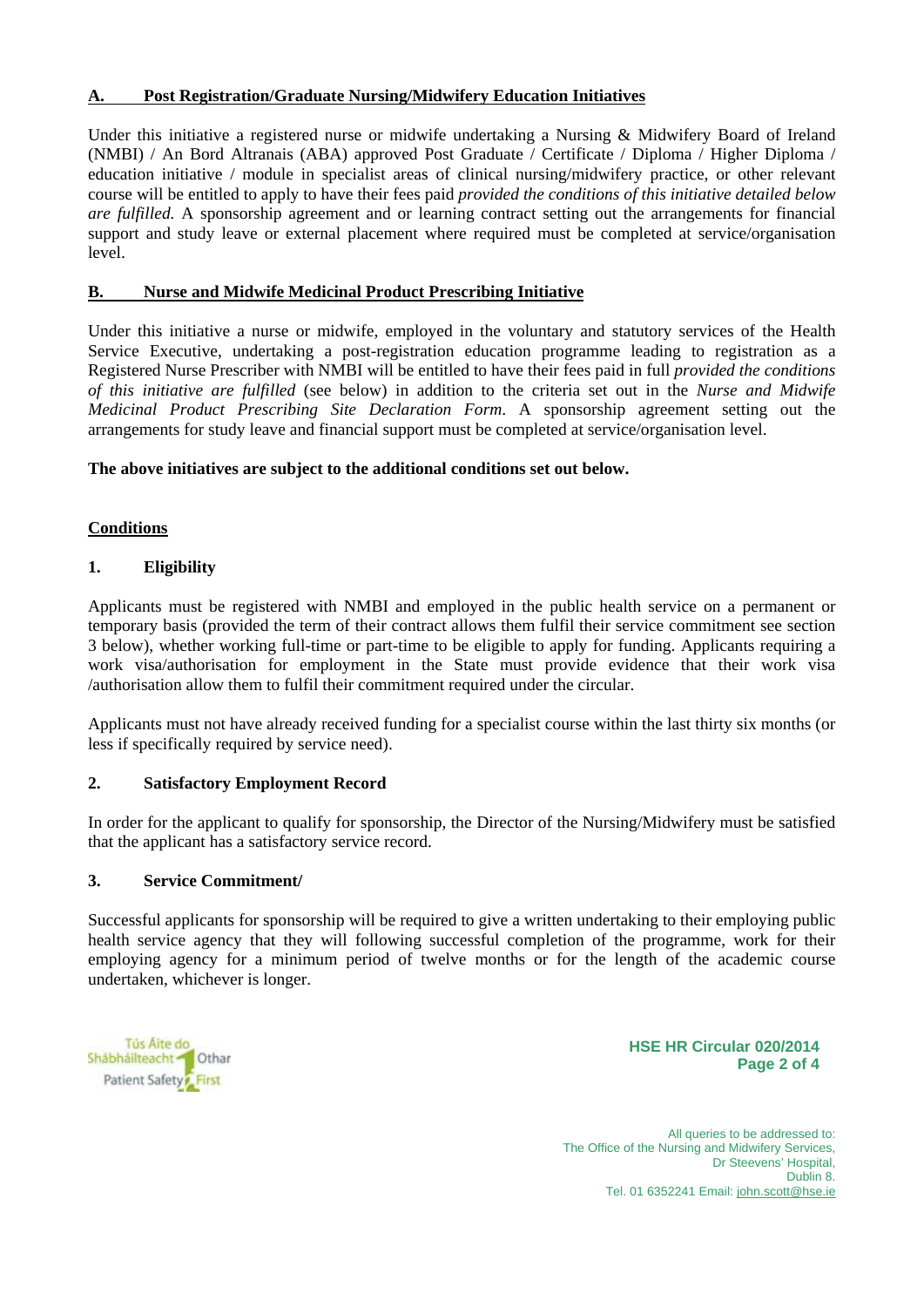## A. Post Registration/Graduate Nursing/Midwifery Education Initiatives

Under this initiative a registered nurse or midwife undertaking a Nursing & Midwifery Board of Ireland (NMBI) / An Bord Altranais (ABA) approved Post Graduate / Certificate / Diploma / Higher Diploma / education initiative / module in specialist areas of clinical nursing/midwifery practice, or other relevant course will be entitled to apply to have their fees paid *provided the conditions of this initiative detailed below are fulfilled.* A sponsorship agreement and or learning contract setting out the arrangements for financial support and study leave or external placement where required must be completed at service/organisation level.

## B. Nurse and Midwife Medicinal Product Prescribing Initiative

Under this initiative a nurse or midwife, employed in the voluntary and statutory services of the Health Service Executive, undertaking a post-registration education programme leading to registration as a Registered Nurse Prescriber with NMBI will be entitled to have their fees paid in full *provided the conditions of this initiative are fulfilled* (see below) in addition to the criteria set out in the *Nurse and Midwife Medicinal Product Prescribing Site Declaration Form.* A sponsorship agreement setting out the arrangements for study leave and financial support must be completed at service/organisation level.

**The above initiatives are subject to the additional conditions set out below.**

## Conditions

### 1. Eligibility

Applicants must be registered with NMBI and employed in the public health service on a permanent or temporary basis (provided the term of their contract allows them fulfil their service commitment see section 3 below), whether working full-time or part-time to be eligible to apply for funding. Applicants requiring a work visa/authorisation for employment in the State must provide evidence that their work visa /authorisation allow them to fulfil their commitment required under the circular.

Applicants must not have already received funding for a specialist course within the last thirty six months (or less if specifically required by service need).

### 2. Satisfactory Employment Record

In order for the applicant to qualify for sponsorship, the Director of the Nursing/Midwifery must be satisfied that the applicant has a satisfactory service record.

### 3. Service Commitment/

Successful applicants for sponsorship will be required to give a written undertaking to their employing public health service agency that they will following successful completion of the programme, work for their employing agency for a minimum period of twelve months or for the length of the academic course undertaken, whichever is longer.

Tús Áite do Shábháilteacht Othar
Patient Safety First

HSE HR Circular 020/2014

All queries to be addressed to:
The Office of the Nursing and Midwifery Services,
Dr Steevens' Hospital,
Dublin 8.
Tel. 01 6352241 Email: john.scott@hse.ie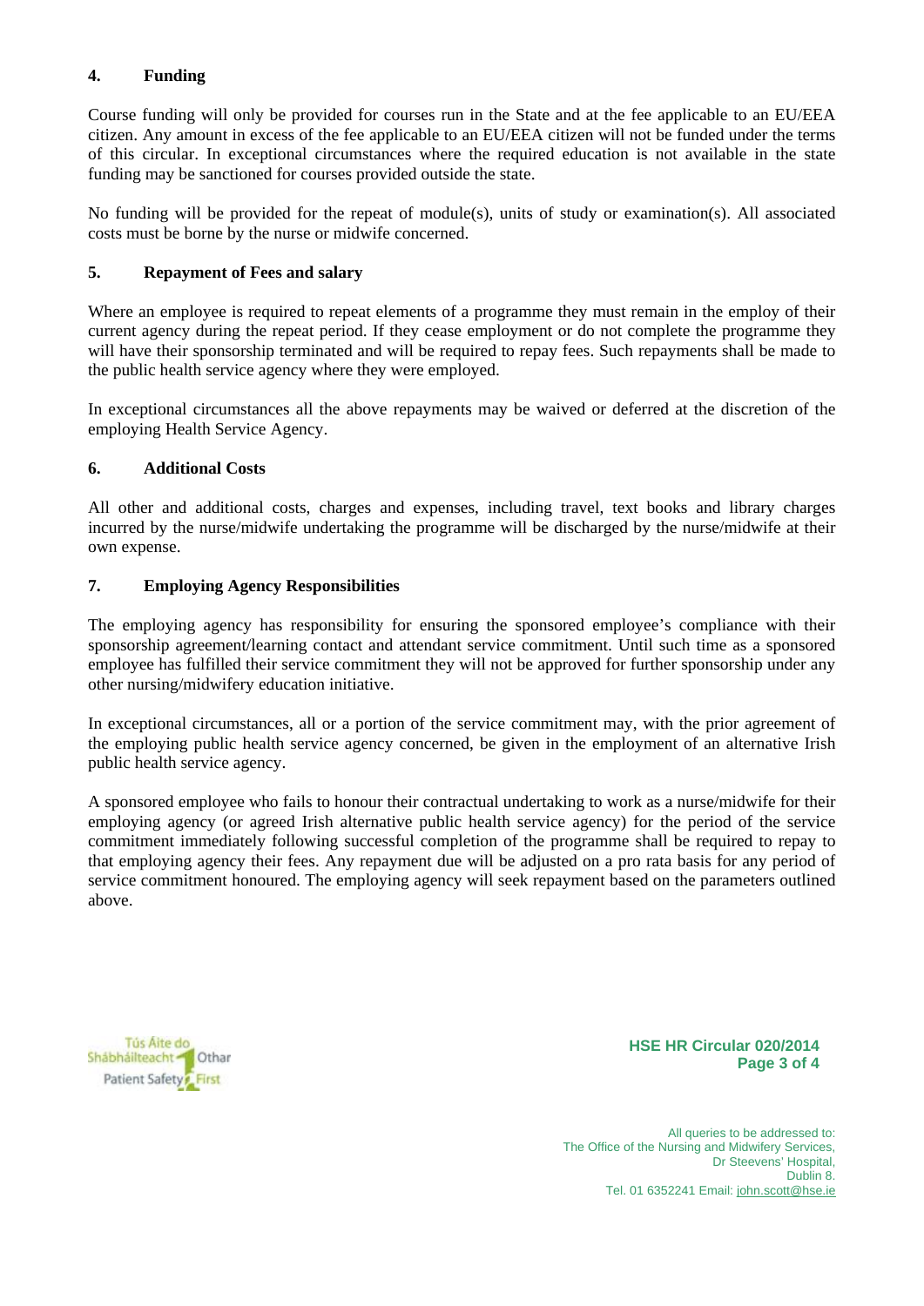## 4. Funding

Course funding will only be provided for courses run in the State and at the fee applicable to an EU/EEA citizen. Any amount in excess of the fee applicable to an EU/EEA citizen will not be funded under the terms of this circular. In exceptional circumstances where the required education is not available in the state funding may be sanctioned for courses provided outside the state.

No funding will be provided for the repeat of module(s), units of study or examination(s). All associated costs must be borne by the nurse or midwife concerned.

## 5. Repayment of Fees and salary

Where an employee is required to repeat elements of a programme they must remain in the employ of their current agency during the repeat period. If they cease employment or do not complete the programme they will have their sponsorship terminated and will be required to repay fees. Such repayments shall be made to the public health service agency where they were employed.

In exceptional circumstances all the above repayments may be waived or deferred at the discretion of the employing Health Service Agency.

## 6. Additional Costs

All other and additional costs, charges and expenses, including travel, text books and library charges incurred by the nurse/midwife undertaking the programme will be discharged by the nurse/midwife at their own expense.

## 7. Employing Agency Responsibilities

The employing agency has responsibility for ensuring the sponsored employee's compliance with their sponsorship agreement/learning contact and attendant service commitment. Until such time as a sponsored employee has fulfilled their service commitment they will not be approved for further sponsorship under any other nursing/midwifery education initiative.

In exceptional circumstances, all or a portion of the service commitment may, with the prior agreement of the employing public health service agency concerned, be given in the employment of an alternative Irish public health service agency.

A sponsored employee who fails to honour their contractual undertaking to work as a nurse/midwife for their employing agency (or agreed Irish alternative public health service agency) for the period of the service commitment immediately following successful completion of the programme shall be required to repay to that employing agency their fees. Any repayment due will be adjusted on a pro rata basis for any period of service commitment honoured. The employing agency will seek repayment based on the parameters outlined above.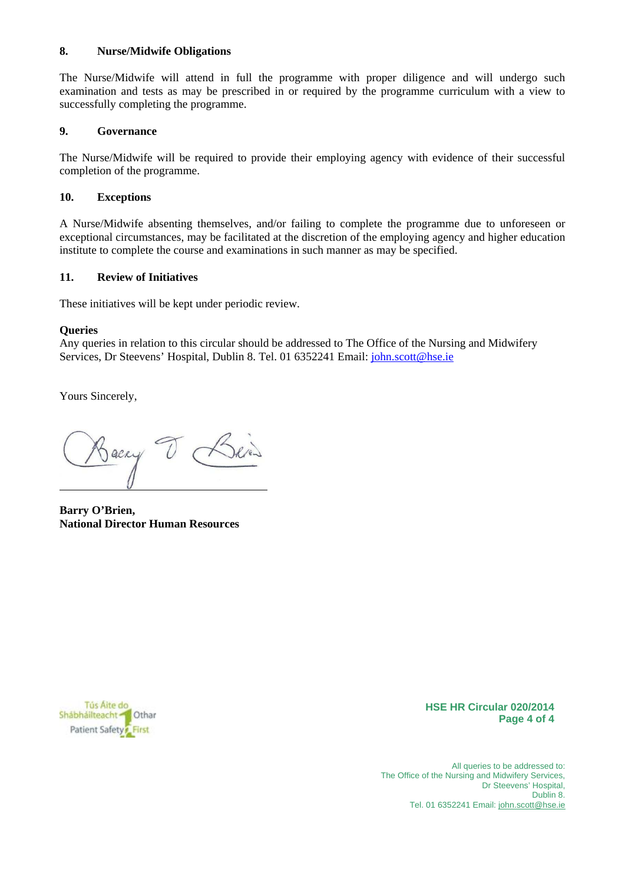## 8. Nurse/Midwife Obligations

The Nurse/Midwife will attend in full the programme with proper diligence and will undergo such examination and tests as may be prescribed in or required by the programme curriculum with a view to successfully completing the programme.

## 9. Governance

The Nurse/Midwife will be required to provide their employing agency with evidence of their successful completion of the programme.

## 10. Exceptions

A Nurse/Midwife absenting themselves, and/or failing to complete the programme due to unforeseen or exceptional circumstances, may be facilitated at the discretion of the employing agency and higher education institute to complete the course and examinations in such manner as may be specified.

## 11. Review of Initiatives

These initiatives will be kept under periodic review.

**Queries**
Any queries in relation to this circular should be addressed to The Office of the Nursing and Midwifery Services, Dr Steevens' Hospital, Dublin 8. Tel. 01 6352241 Email: john.scott@hse.ie

Yours Sincerely,

**Barry O'Brien,**
**National Director Human Resources**

Tús Áite do Shábháilteacht Othar
Patient Safety First

**HSE HR Circular 020/2014**

All queries to be addressed to:
The Office of the Nursing and Midwifery Services,
Dr Steevens' Hospital,
Dublin 8.
Tel. 01 6352241 Email: john.scott@hse.ie